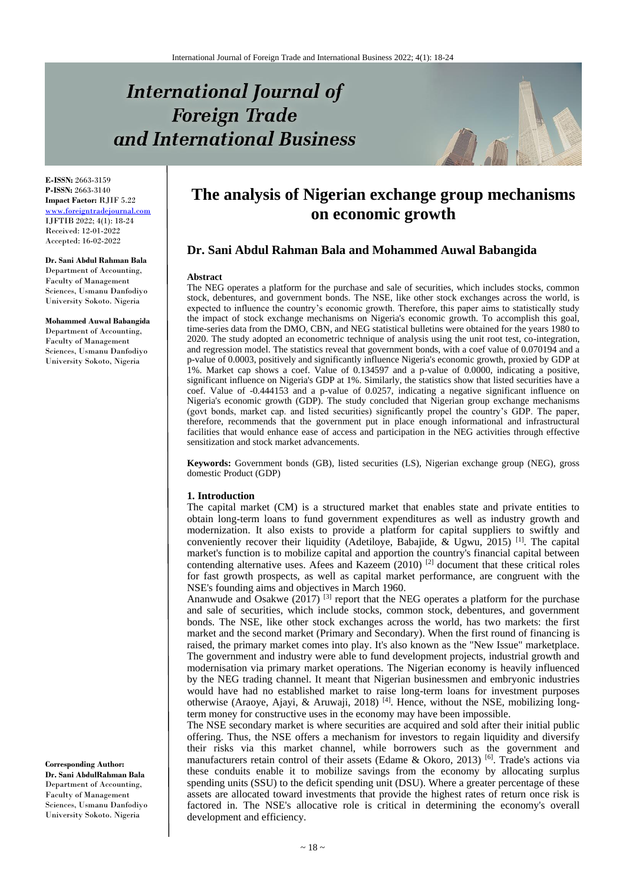# International Journal of Foreign Trade and International Business

**E-ISSN:** 2663-3159
**P-ISSN:** 2663-3140
**Impact Factor:** RJIF 5.22
www.foreigntradejournal.com
IJFTIB 2022; 4(1): 18-24
Received: 12-01-2022
Accepted: 16-02-2022

**Dr. Sani Abdul Rahman Bala**
Department of Accounting, Faculty of Management Sciences, Usmanu Danfodiyo University Sokoto. Nigeria

**Mohammed Auwal Babangida**
Department of Accounting, Faculty of Management Sciences, Usmanu Danfodiyo University Sokoto, Nigeria

**Corresponding Author:**
**Dr. Sani AbdulRahman Bala**
Department of Accounting, Faculty of Management Sciences, Usmanu Danfodiyo University Sokoto. Nigeria

# The analysis of Nigerian exchange group mechanisms on economic growth

## Dr. Sani Abdul Rahman Bala and Mohammed Auwal Babangida

### Abstract

The NEG operates a platform for the purchase and sale of securities, which includes stocks, common stock, debentures, and government bonds. The NSE, like other stock exchanges across the world, is expected to influence the country's economic growth. Therefore, this paper aims to statistically study the impact of stock exchange mechanisms on Nigeria's economic growth. To accomplish this goal, time-series data from the DMO, CBN, and NEG statistical bulletins were obtained for the years 1980 to 2020. The study adopted an econometric technique of analysis using the unit root test, co-integration, and regression model. The statistics reveal that government bonds, with a coef value of 0.070194 and a p-value of 0.0003, positively and significantly influence Nigeria's economic growth, proxied by GDP at 1%. Market cap shows a coef. Value of 0.134597 and a p-value of 0.0000, indicating a positive, significant influence on Nigeria's GDP at 1%. Similarly, the statistics show that listed securities have a coef. Value of -0.444153 and a p-value of 0.0257, indicating a negative significant influence on Nigeria's economic growth (GDP). The study concluded that Nigerian group exchange mechanisms (govt bonds, market cap. and listed securities) significantly propel the country's GDP. The paper, therefore, recommends that the government put in place enough informational and infrastructural facilities that would enhance ease of access and participation in the NEG activities through effective sensitization and stock market advancements.

**Keywords:** Government bonds (GB), listed securities (LS), Nigerian exchange group (NEG), gross domestic Product (GDP)

### 1. Introduction

The capital market (CM) is a structured market that enables state and private entities to obtain long-term loans to fund government expenditures as well as industry growth and modernization. It also exists to provide a platform for capital suppliers to swiftly and conveniently recover their liquidity (Adetiloye, Babajide, & Ugwu, 2015) [1]. The capital market's function is to mobilize capital and apportion the country's financial capital between contending alternative uses. Afees and Kazeem (2010) [2] document that these critical roles for fast growth prospects, as well as capital market performance, are congruent with the NSE's founding aims and objectives in March 1960.

Ananwude and Osakwe (2017) [3] report that the NEG operates a platform for the purchase and sale of securities, which include stocks, common stock, debentures, and government bonds. The NSE, like other stock exchanges across the world, has two markets: the first market and the second market (Primary and Secondary). When the first round of financing is raised, the primary market comes into play. It's also known as the "New Issue" marketplace. The government and industry were able to fund development projects, industrial growth and modernisation via primary market operations. The Nigerian economy is heavily influenced by the NEG trading channel. It meant that Nigerian businessmen and embryonic industries would have had no established market to raise long-term loans for investment purposes otherwise (Araoye, Ajayi, & Aruwaji, 2018) [4]. Hence, without the NSE, mobilizing long-term money for constructive uses in the economy may have been impossible.

The NSE secondary market is where securities are acquired and sold after their initial public offering. Thus, the NSE offers a mechanism for investors to regain liquidity and diversify their risks via this market channel, while borrowers such as the government and manufacturers retain control of their assets (Edame & Okoro, 2013) [6]. Trade's actions via these conduits enable it to mobilize savings from the economy by allocating surplus spending units (SSU) to the deficit spending unit (DSU). Where a greater percentage of these assets are allocated toward investments that provide the highest rates of return once risk is factored in. The NSE's allocative role is critical in determining the economy's overall development and efficiency.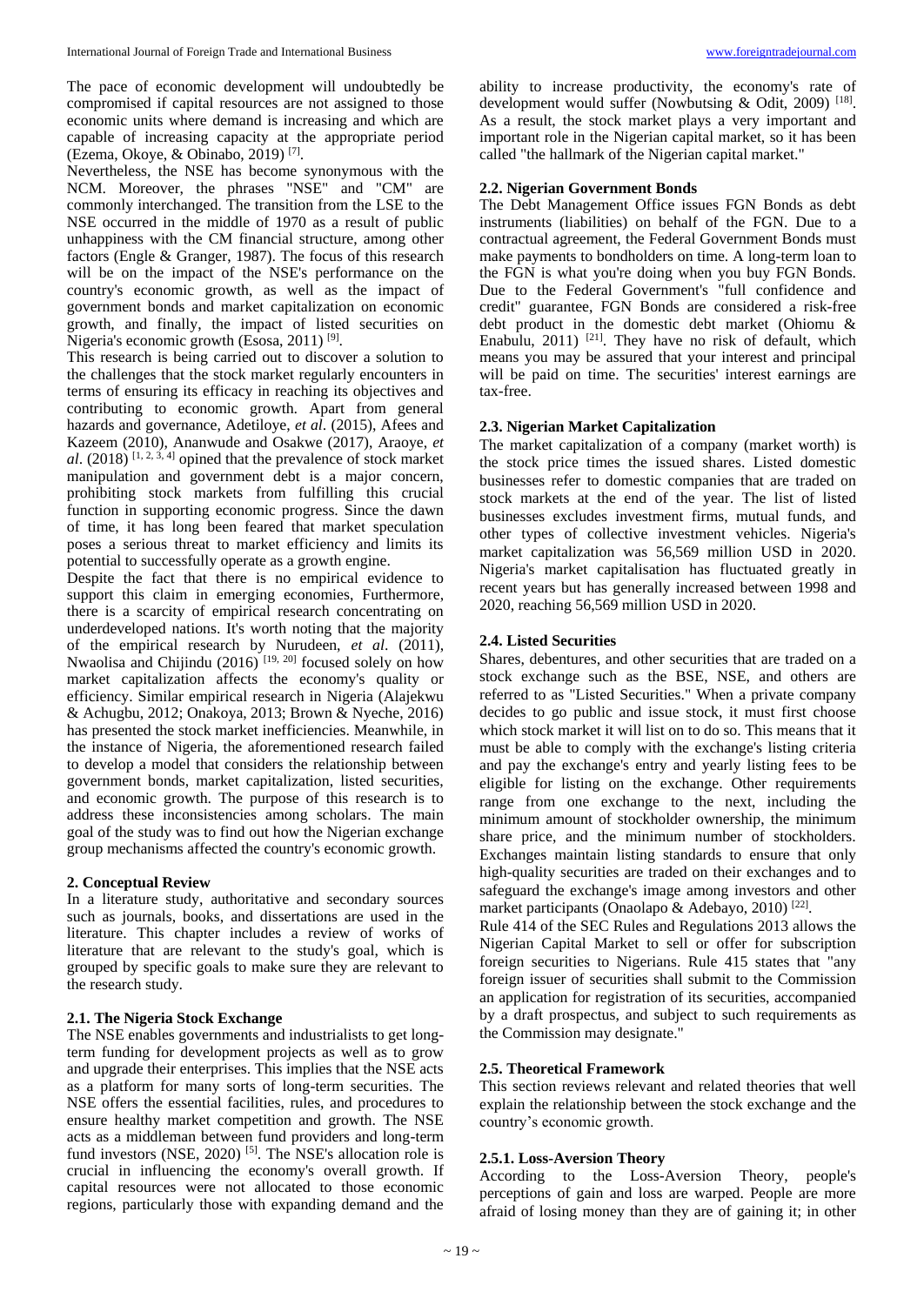The pace of economic development will undoubtedly be compromised if capital resources are not assigned to those economic units where demand is increasing and which are capable of increasing capacity at the appropriate period (Ezema, Okoye, & Obinabo, 2019) [7].

Nevertheless, the NSE has become synonymous with the NCM. Moreover, the phrases "NSE" and "CM" are commonly interchanged. The transition from the LSE to the NSE occurred in the middle of 1970 as a result of public unhappiness with the CM financial structure, among other factors (Engle & Granger, 1987). The focus of this research will be on the impact of the NSE's performance on the country's economic growth, as well as the impact of government bonds and market capitalization on economic growth, and finally, the impact of listed securities on Nigeria's economic growth (Esosa, 2011) [9].

This research is being carried out to discover a solution to the challenges that the stock market regularly encounters in terms of ensuring its efficacy in reaching its objectives and contributing to economic growth. Apart from general hazards and governance, Adetiloye, *et al*. (2015), Afees and Kazeem (2010), Ananwude and Osakwe (2017), Araoye, *et al*. (2018) [1, 2, 3, 4] opined that the prevalence of stock market manipulation and government debt is a major concern, prohibiting stock markets from fulfilling this crucial function in supporting economic progress. Since the dawn of time, it has long been feared that market speculation poses a serious threat to market efficiency and limits its potential to successfully operate as a growth engine.

Despite the fact that there is no empirical evidence to support this claim in emerging economies, Furthermore, there is a scarcity of empirical research concentrating on underdeveloped nations. It's worth noting that the majority of the empirical research by Nurudeen, *et al*. (2011), Nwaolisa and Chijindu (2016) [19, 20] focused solely on how market capitalization affects the economy's quality or efficiency. Similar empirical research in Nigeria (Alajekwu & Achugbu, 2012; Onakoya, 2013; Brown & Nyeche, 2016) has presented the stock market inefficiencies. Meanwhile, in the instance of Nigeria, the aforementioned research failed to develop a model that considers the relationship between government bonds, market capitalization, listed securities, and economic growth. The purpose of this research is to address these inconsistencies among scholars. The main goal of the study was to find out how the Nigerian exchange group mechanisms affected the country's economic growth.

## 2. Conceptual Review

In a literature study, authoritative and secondary sources such as journals, books, and dissertations are used in the literature. This chapter includes a review of works of literature that are relevant to the study's goal, which is grouped by specific goals to make sure they are relevant to the research study.

### 2.1. The Nigeria Stock Exchange

The NSE enables governments and industrialists to get long-term funding for development projects as well as to grow and upgrade their enterprises. This implies that the NSE acts as a platform for many sorts of long-term securities. The NSE offers the essential facilities, rules, and procedures to ensure healthy market competition and growth. The NSE acts as a middleman between fund providers and long-term fund investors (NSE, 2020) [5]. The NSE's allocation role is crucial in influencing the economy's overall growth. If capital resources were not allocated to those economic regions, particularly those with expanding demand and the ability to increase productivity, the economy's rate of development would suffer (Nowbutsing & Odit, 2009) [18]. As a result, the stock market plays a very important and important role in the Nigerian capital market, so it has been called "the hallmark of the Nigerian capital market."

### 2.2. Nigerian Government Bonds

The Debt Management Office issues FGN Bonds as debt instruments (liabilities) on behalf of the FGN. Due to a contractual agreement, the Federal Government Bonds must make payments to bondholders on time. A long-term loan to the FGN is what you're doing when you buy FGN Bonds. Due to the Federal Government's "full confidence and credit" guarantee, FGN Bonds are considered a risk-free debt product in the domestic debt market (Ohiomu & Enabulu, 2011) [21]. They have no risk of default, which means you may be assured that your interest and principal will be paid on time. The securities' interest earnings are tax-free.

### 2.3. Nigerian Market Capitalization

The market capitalization of a company (market worth) is the stock price times the issued shares. Listed domestic businesses refer to domestic companies that are traded on stock markets at the end of the year. The list of listed businesses excludes investment firms, mutual funds, and other types of collective investment vehicles. Nigeria's market capitalization was 56,569 million USD in 2020. Nigeria's market capitalisation has fluctuated greatly in recent years but has generally increased between 1998 and 2020, reaching 56,569 million USD in 2020.

### 2.4. Listed Securities

Shares, debentures, and other securities that are traded on a stock exchange such as the BSE, NSE, and others are referred to as "Listed Securities." When a private company decides to go public and issue stock, it must first choose which stock market it will list on to do so. This means that it must be able to comply with the exchange's listing criteria and pay the exchange's entry and yearly listing fees to be eligible for listing on the exchange. Other requirements range from one exchange to the next, including the minimum amount of stockholder ownership, the minimum share price, and the minimum number of stockholders. Exchanges maintain listing standards to ensure that only high-quality securities are traded on their exchanges and to safeguard the exchange's image among investors and other market participants (Onaolapo & Adebayo, 2010) [22].

Rule 414 of the SEC Rules and Regulations 2013 allows the Nigerian Capital Market to sell or offer for subscription foreign securities to Nigerians. Rule 415 states that "any foreign issuer of securities shall submit to the Commission an application for registration of its securities, accompanied by a draft prospectus, and subject to such requirements as the Commission may designate."

### 2.5. Theoretical Framework

This section reviews relevant and related theories that well explain the relationship between the stock exchange and the country's economic growth.

#### 2.5.1. Loss-Aversion Theory

According to the Loss-Aversion Theory, people's perceptions of gain and loss are warped. People are more afraid of losing money than they are of gaining it; in other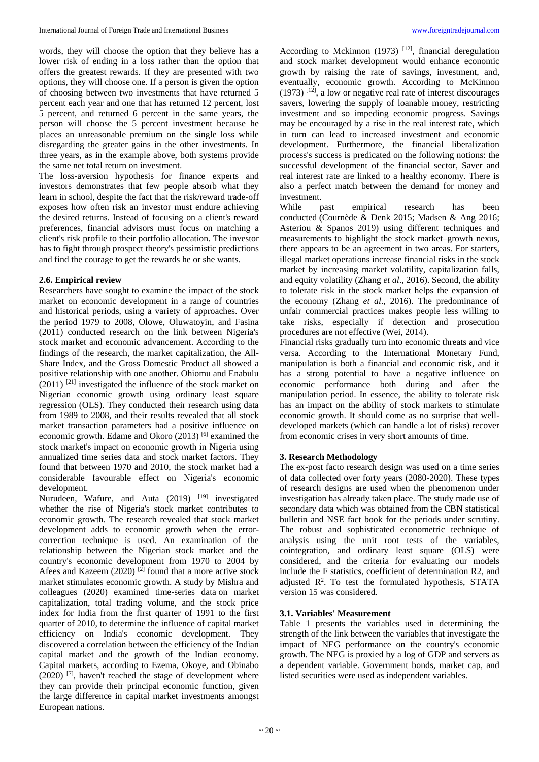words, they will choose the option that they believe has a lower risk of ending in a loss rather than the option that offers the greatest rewards. If they are presented with two options, they will choose one. If a person is given the option of choosing between two investments that have returned 5 percent each year and one that has returned 12 percent, lost 5 percent, and returned 6 percent in the same years, the person will choose the 5 percent investment because he places an unreasonable premium on the single loss while disregarding the greater gains in the other investments. In three years, as in the example above, both systems provide the same net total return on investment.

The loss-aversion hypothesis for finance experts and investors demonstrates that few people absorb what they learn in school, despite the fact that the risk/reward trade-off exposes how often risk an investor must endure achieving the desired returns. Instead of focusing on a client's reward preferences, financial advisors must focus on matching a client's risk profile to their portfolio allocation. The investor has to fight through prospect theory's pessimistic predictions and find the courage to get the rewards he or she wants.

### 2.6. Empirical review

Researchers have sought to examine the impact of the stock market on economic development in a range of countries and historical periods, using a variety of approaches. Over the period 1979 to 2008, Olowe, Oluwatoyin, and Fasina (2011) conducted research on the link between Nigeria's stock market and economic advancement. According to the findings of the research, the market capitalization, the All-Share Index, and the Gross Domestic Product all showed a positive relationship with one another. Ohiomu and Enabulu (2011) [21] investigated the influence of the stock market on Nigerian economic growth using ordinary least square regression (OLS). They conducted their research using data from 1989 to 2008, and their results revealed that all stock market transaction parameters had a positive influence on economic growth. Edame and Okoro (2013) [6] examined the stock market's impact on economic growth in Nigeria using annualized time series data and stock market factors. They found that between 1970 and 2010, the stock market had a considerable favourable effect on Nigeria's economic development.

Nurudeen, Wafure, and Auta (2019) [19] investigated whether the rise of Nigeria's stock market contributes to economic growth. The research revealed that stock market development adds to economic growth when the error-correction technique is used. An examination of the relationship between the Nigerian stock market and the country's economic development from 1970 to 2004 by Afees and Kazeem (2020) [2] found that a more active stock market stimulates economic growth. A study by Mishra and colleagues (2020) examined time-series data on market capitalization, total trading volume, and the stock price index for India from the first quarter of 1991 to the first quarter of 2010, to determine the influence of capital market efficiency on India's economic development. They discovered a correlation between the efficiency of the Indian capital market and the growth of the Indian economy. Capital markets, according to Ezema, Okoye, and Obinabo (2020) [7], haven't reached the stage of development where they can provide their principal economic function, given the large difference in capital market investments amongst European nations.

According to Mckinnon (1973) [12], financial deregulation and stock market development would enhance economic growth by raising the rate of savings, investment, and, eventually, economic growth. According to McKinnon (1973) [12], a low or negative real rate of interest discourages savers, lowering the supply of loanable money, restricting investment and so impeding economic progress. Savings may be encouraged by a rise in the real interest rate, which in turn can lead to increased investment and economic development. Furthermore, the financial liberalization process's success is predicated on the following notions: the successful development of the financial sector, Saver and real interest rate are linked to a healthy economy. There is also a perfect match between the demand for money and investment.

While past empirical research has been conducted (Cournède & Denk 2015; Madsen & Ang 2016; Asteriou & Spanos 2019) using different techniques and measurements to highlight the stock market–growth nexus, there appears to be an agreement in two areas. For starters, illegal market operations increase financial risks in the stock market by increasing market volatility, capitalization falls, and equity volatility (Zhang *et al*., 2016). Second, the ability to tolerate risk in the stock market helps the expansion of the economy (Zhang *et al*., 2016). The predominance of unfair commercial practices makes people less willing to take risks, especially if detection and prosecution procedures are not effective (Wei, 2014).

Financial risks gradually turn into economic threats and vice versa. According to the International Monetary Fund, manipulation is both a financial and economic risk, and it has a strong potential to have a negative influence on economic performance both during and after the manipulation period. In essence, the ability to tolerate risk has an impact on the ability of stock markets to stimulate economic growth. It should come as no surprise that well-developed markets (which can handle a lot of risks) recover from economic crises in very short amounts of time.

## 3. Research Methodology

The ex-post facto research design was used on a time series of data collected over forty years (2080-2020). These types of research designs are used when the phenomenon under investigation has already taken place. The study made use of secondary data which was obtained from the CBN statistical bulletin and NSE fact book for the periods under scrutiny. The robust and sophisticated econometric technique of analysis using the unit root tests of the variables, cointegration, and ordinary least square (OLS) were considered, and the criteria for evaluating our models include the F statistics, coefficient of determination R2, and adjusted $R^2$. To test the formulated hypothesis, STATA version 15 was considered.

### 3.1. Variables' Measurement

Table 1 presents the variables used in determining the strength of the link between the variables that investigate the impact of NEG performance on the country's economic growth. The NEG is proxied by a log of GDP and servers as a dependent variable. Government bonds, market cap, and listed securities were used as independent variables.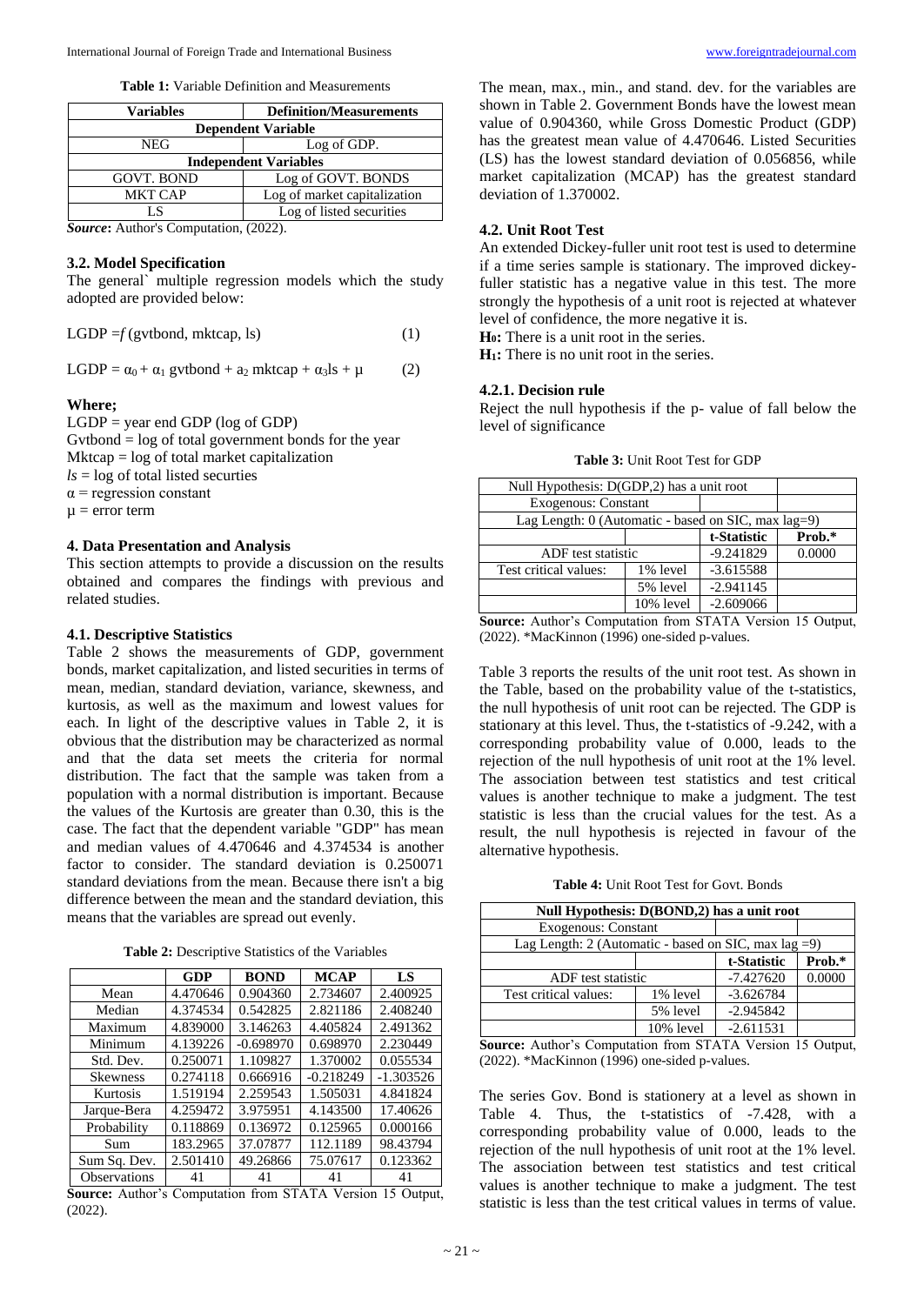**Table 1:** Variable Definition and Measurements

| Variables | Definition/Measurements |
|---|---|
| **Dependent Variable** | |
| NEG | Log of GDP. |
| **Independent Variables** | |
| GOVT. BOND | Log of GOVT. BONDS |
| MKT CAP | Log of market capitalization |
| LS | Log of listed securities |

***Source*:** Author's Computation, (2022).

### 3.2. Model Specification

The general` multiple regression models which the study adopted are provided below:

$$\text{LGDP} = f(\text{gvtbond, mktcap, ls}) \qquad (1)$$

$$\text{LGDP} = \alpha_0 + \alpha_1 \text{ gvtbond} + a_2 \text{ mktcap} + \alpha_3 \text{ls} + \mu \qquad (2)$$

**Where;**

LGDP = year end GDP (log of GDP)
Gvtbond = log of total government bonds for the year
Mktcap = log of total market capitalization
*ls* = log of total listed securities
$\alpha$ = regression constant
$\mu$ = error term

## 4. Data Presentation and Analysis

This section attempts to provide a discussion on the results obtained and compares the findings with previous and related studies.

### 4.1. Descriptive Statistics

Table 2 shows the measurements of GDP, government bonds, market capitalization, and listed securities in terms of mean, median, standard deviation, variance, skewness, and kurtosis, as well as the maximum and lowest values for each. In light of the descriptive values in Table 2, it is obvious that the distribution may be characterized as normal and that the data set meets the criteria for normal distribution. The fact that the sample was taken from a population with a normal distribution is important. Because the values of the Kurtosis are greater than 0.30, this is the case. The fact that the dependent variable "GDP" has mean and median values of 4.470646 and 4.374534 is another factor to consider. The standard deviation is 0.250071 standard deviations from the mean. Because there isn't a big difference between the mean and the standard deviation, this means that the variables are spread out evenly.

**Table 2:** Descriptive Statistics of the Variables

| | GDP | BOND | MCAP | LS |
|---|---|---|---|---|
| Mean | 4.470646 | 0.904360 | 2.734607 | 2.400925 |
| Median | 4.374534 | 0.542825 | 2.821186 | 2.408240 |
| Maximum | 4.839000 | 3.146263 | 4.405824 | 2.491362 |
| Minimum | 4.139226 | -0.698970 | 0.698970 | 2.230449 |
| Std. Dev. | 0.250071 | 1.109827 | 1.370002 | 0.055534 |
| Skewness | 0.274118 | 0.666916 | -0.218249 | -1.303526 |
| Kurtosis | 1.519194 | 2.259543 | 1.505031 | 4.841824 |
| Jarque-Bera | 4.259472 | 3.975951 | 4.143500 | 17.40626 |
| Probability | 0.118869 | 0.136972 | 0.125965 | 0.000166 |
| Sum | 183.2965 | 37.07877 | 112.1189 | 98.43794 |
| Sum Sq. Dev. | 2.501410 | 49.26866 | 75.07617 | 0.123362 |
| Observations | 41 | 41 | 41 | 41 |

**Source:** Author's Computation from STATA Version 15 Output, (2022).

The mean, max., min., and stand. dev. for the variables are shown in Table 2. Government Bonds have the lowest mean value of 0.904360, while Gross Domestic Product (GDP) has the greatest mean value of 4.470646. Listed Securities (LS) has the lowest standard deviation of 0.056856, while market capitalization (MCAP) has the greatest standard deviation of 1.370002.

### 4.2. Unit Root Test

An extended Dickey-fuller unit root test is used to determine if a time series sample is stationary. The improved dickey-fuller statistic has a negative value in this test. The more strongly the hypothesis of a unit root is rejected at whatever level of confidence, the more negative it is.

**H₀:** There is a unit root in the series.
**H₁:** There is no unit root in the series.

#### 4.2.1. Decision rule

Reject the null hypothesis if the p- value of fall below the level of significance

**Table 3:** Unit Root Test for GDP

| Null Hypothesis: D(GDP,2) has a unit root | | | |
|---|---|---|---|
| Exogenous: Constant | | | |
| Lag Length: 0 (Automatic - based on SIC, max lag=9) | | | |
| | | **t-Statistic** | **Prob.*** |
| ADF test statistic | | -9.241829 | 0.0000 |
| Test critical values: | 1% level | -3.615588 | |
| | 5% level | -2.941145 | |
| | 10% level | -2.609066 | |

**Source:** Author's Computation from STATA Version 15 Output, (2022). *MacKinnon (1996) one-sided p-values.

Table 3 reports the results of the unit root test. As shown in the Table, based on the probability value of the t-statistics, the null hypothesis of unit root can be rejected. The GDP is stationary at this level. Thus, the t-statistics of -9.242, with a corresponding probability value of 0.000, leads to the rejection of the null hypothesis of unit root at the 1% level. The association between test statistics and test critical values is another technique to make a judgment. The test statistic is less than the crucial values for the test. As a result, the null hypothesis is rejected in favour of the alternative hypothesis.

**Table 4:** Unit Root Test for Govt. Bonds

| **Null Hypothesis: D(BOND,2) has a unit root** | | | |
|---|---|---|---|
| Exogenous: Constant | | | |
| Lag Length: 2 (Automatic - based on SIC, max lag =9) | | | |
| | | **t-Statistic** | **Prob.*** |
| ADF test statistic | | -7.427620 | 0.0000 |
| Test critical values: | 1% level | -3.626784 | |
| | 5% level | -2.945842 | |
| | 10% level | -2.611531 | |

**Source:** Author's Computation from STATA Version 15 Output, (2022). *MacKinnon (1996) one-sided p-values.

The series Gov. Bond is stationery at a level as shown in Table 4. Thus, the t-statistics of -7.428, with a corresponding probability value of 0.000, leads to the rejection of the null hypothesis of unit root at the 1% level. The association between test statistics and test critical values is another technique to make a judgment. The test statistic is less than the test critical values in terms of value.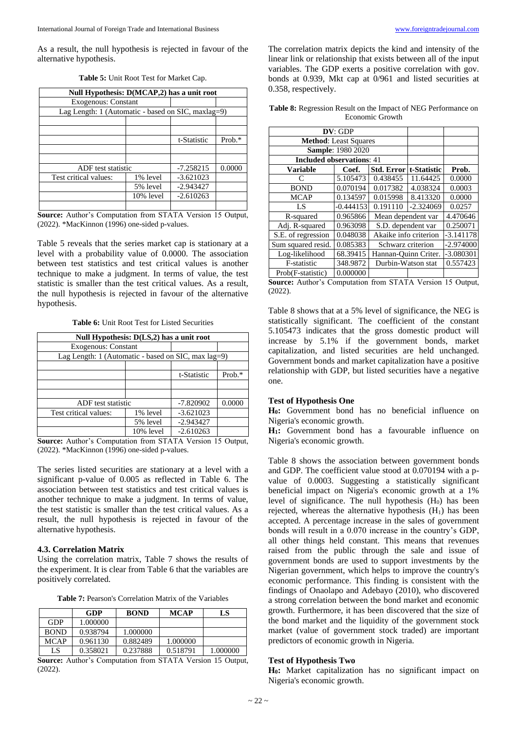As a result, the null hypothesis is rejected in favour of the alternative hypothesis.

**Table 5:** Unit Root Test for Market Cap.

| Null Hypothesis: D(MCAP,2) has a unit root | | | |
|---|---|---|---|
| Exogenous: Constant | | | |
| Lag Length: 1 (Automatic - based on SIC, maxlag=9) | | | |
| | | | |
| | | | |
| | | t-Statistic | Prob.* |
| | | | |
| | | | |
| ADF test statistic | | -7.258215 | 0.0000 |
| Test critical values: | 1% level | -3.621023 | |
| | 5% level | -2.943427 | |
| | 10% level | -2.610263 | |
| | | | |

**Source:** Author's Computation from STATA Version 15 Output, (2022). *MacKinnon (1996) one-sided p-values.

Table 5 reveals that the series market cap is stationary at a level with a probability value of 0.0000. The association between test statistics and test critical values is another technique to make a judgment. In terms of value, the test statistic is smaller than the test critical values. As a result, the null hypothesis is rejected in favour of the alternative hypothesis.

**Table 6:** Unit Root Test for Listed Securities

| Null Hypothesis: D(LS,2) has a unit root | | | |
|---|---|---|---|
| Exogenous: Constant | | | |
| Lag Length: 1 (Automatic - based on SIC, max lag=9) | | | |
| | | | |
| | | t-Statistic | Prob.* |
| | | | |
| | | | |
| ADF test statistic | | -7.820902 | 0.0000 |
| Test critical values: | 1% level | -3.621023 | |
| | 5% level | -2.943427 | |
| | 10% level | -2.610263 | |

**Source:** Author's Computation from STATA Version 15 Output, (2022). *MacKinnon (1996) one-sided p-values.

The series listed securities are stationary at a level with a significant p-value of 0.005 as reflected in Table 6. The association between test statistics and test critical values is another technique to make a judgment. In terms of value, the test statistic is smaller than the test critical values. As a result, the null hypothesis is rejected in favour of the alternative hypothesis.

### 4.3. Correlation Matrix

Using the correlation matrix, Table 7 shows the results of the experiment. It is clear from Table 6 that the variables are positively correlated.

**Table 7:** Pearson's Correlation Matrix of the Variables

| | GDP | BOND | MCAP | LS |
|---|---|---|---|---|
| GDP | 1.000000 | | | |
| BOND | 0.938794 | 1.000000 | | |
| MCAP | 0.961130 | 0.882489 | 1.000000 | |
| LS | 0.358021 | 0.237888 | 0.518791 | 1.000000 |

**Source:** Author's Computation from STATA Version 15 Output, (2022).

The correlation matrix depicts the kind and intensity of the linear link or relationship that exists between all of the input variables. The GDP exerts a positive correlation with gov. bonds at 0.939, Mkt cap at 0/961 and listed securities at 0.358, respectively.

**Table 8:** Regression Result on the Impact of NEG Performance on Economic Growth

| **DV**: GDP | | | | |
|---|---|---|---|---|
| **Method**: Least Squares | | | | |
| **Sample**: 1980 2020 | | | | |
| **Included observations**: 41 | | | | |
| **Variable** | **Coef.** | **Std. Error** | **t-Statistic** | **Prob.** |
| C | 5.105473 | 0.438455 | 11.64425 | 0.0000 |
| BOND | 0.070194 | 0.017382 | 4.038324 | 0.0003 |
| MCAP | 0.134597 | 0.015998 | 8.413320 | 0.0000 |
| LS | -0.444153 | 0.191110 | -2.324069 | 0.0257 |
| R-squared | 0.965866 | Mean dependent var | | 4.470646 |
| Adj. R-squared | 0.963098 | S.D. dependent var | | 0.250071 |
| S.E. of regression | 0.048038 | Akaike info criterion | | -3.141178 |
| Sum squared resid. | 0.085383 | Schwarz criterion | | -2.974000 |
| Log-likelihood | 68.39415 | Hannan-Quinn Criter. | | -3.080301 |
| F-statistic | 348.9872 | Durbin-Watson stat | | 0.557423 |
| Prob(F-statistic) | 0.000000 | | | |

**Source:** Author's Computation from STATA Version 15 Output, (2022).

Table 8 shows that at a 5% level of significance, the NEG is statistically significant. The coefficient of the constant 5.105473 indicates that the gross domestic product will increase by 5.1% if the government bonds, market capitalization, and listed securities are held unchanged. Government bonds and market capitalization have a positive relationship with GDP, but listed securities have a negative one.

### Test of Hypothesis One

**$H_0$:** Government bond has no beneficial influence on Nigeria's economic growth.

**$H_1$:** Government bond has a favourable influence on Nigeria's economic growth.

Table 8 shows the association between government bonds and GDP. The coefficient value stood at 0.070194 with a p-value of 0.0003. Suggesting a statistically significant beneficial impact on Nigeria's economic growth at a 1% level of significance. The null hypothesis ($H_0$) has been rejected, whereas the alternative hypothesis ($H_1$) has been accepted. A percentage increase in the sales of government bonds will result in a 0.070 increase in the country's GDP, all other things held constant. This means that revenues raised from the public through the sale and issue of government bonds are used to support investments by the Nigerian government, which helps to improve the country's economic performance. This finding is consistent with the findings of Onaolapo and Adebayo (2010), who discovered a strong correlation between the bond market and economic growth. Furthermore, it has been discovered that the size of the bond market and the liquidity of the government stock market (value of government stock traded) are important predictors of economic growth in Nigeria.

### Test of Hypothesis Two

**$H_0$:** Market capitalization has no significant impact on Nigeria's economic growth.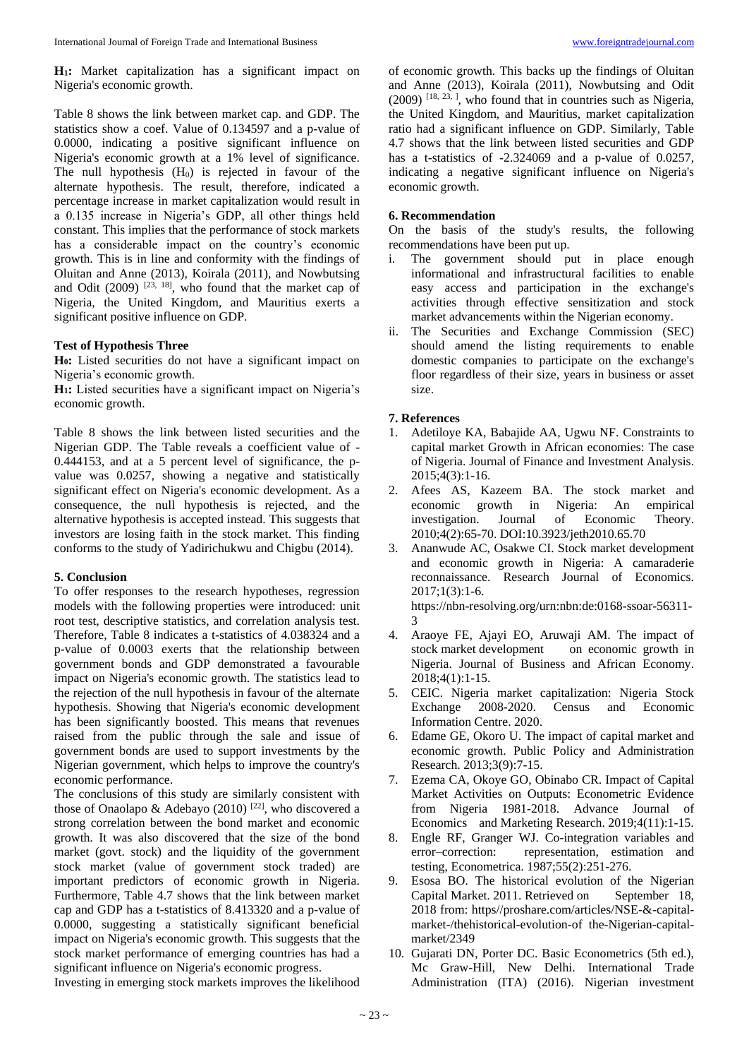**$H_1$:** Market capitalization has a significant impact on Nigeria's economic growth.

Table 8 shows the link between market cap. and GDP. The statistics show a coef. Value of 0.134597 and a p-value of 0.0000, indicating a positive significant influence on Nigeria's economic growth at a 1% level of significance. The null hypothesis ($H_0$) is rejected in favour of the alternate hypothesis. The result, therefore, indicated a percentage increase in market capitalization would result in a 0.135 increase in Nigeria's GDP, all other things held constant. This implies that the performance of stock markets has a considerable impact on the country's economic growth. This is in line and conformity with the findings of Oluitan and Anne (2013), Koirala (2011), and Nowbutsing and Odit (2009) [23, 18], who found that the market cap of Nigeria, the United Kingdom, and Mauritius exerts a significant positive influence on GDP.

**Test of Hypothesis Three**

**$H_0$:** Listed securities do not have a significant impact on Nigeria's economic growth.

**$H_1$:** Listed securities have a significant impact on Nigeria's economic growth.

Table 8 shows the link between listed securities and the Nigerian GDP. The Table reveals a coefficient value of -0.444153, and at a 5 percent level of significance, the p-value was 0.0257, showing a negative and statistically significant effect on Nigeria's economic development. As a consequence, the null hypothesis is rejected, and the alternative hypothesis is accepted instead. This suggests that investors are losing faith in the stock market. This finding conforms to the study of Yadirichukwu and Chigbu (2014).

## 5. Conclusion

To offer responses to the research hypotheses, regression models with the following properties were introduced: unit root test, descriptive statistics, and correlation analysis test. Therefore, Table 8 indicates a t-statistics of 4.038324 and a p-value of 0.0003 exerts that the relationship between government bonds and GDP demonstrated a favourable impact on Nigeria's economic growth. The statistics lead to the rejection of the null hypothesis in favour of the alternate hypothesis. Showing that Nigeria's economic development has been significantly boosted. This means that revenues raised from the public through the sale and issue of government bonds are used to support investments by the Nigerian government, which helps to improve the country's economic performance.

The conclusions of this study are similarly consistent with those of Onaolapo & Adebayo (2010) [22], who discovered a strong correlation between the bond market and economic growth. It was also discovered that the size of the bond market (govt. stock) and the liquidity of the government stock market (value of government stock traded) are important predictors of economic growth in Nigeria. Furthermore, Table 4.7 shows that the link between market cap and GDP has a t-statistics of 8.413320 and a p-value of 0.0000, suggesting a statistically significant beneficial impact on Nigeria's economic growth. This suggests that the stock market performance of emerging countries has had a significant influence on Nigeria's economic progress.

Investing in emerging stock markets improves the likelihood of economic growth. This backs up the findings of Oluitan and Anne (2013), Koirala (2011), Nowbutsing and Odit (2009) [18, 23, ], who found that in countries such as Nigeria, the United Kingdom, and Mauritius, market capitalization ratio had a significant influence on GDP. Similarly, Table 4.7 shows that the link between listed securities and GDP has a t-statistics of -2.324069 and a p-value of 0.0257, indicating a negative significant influence on Nigeria's economic growth.

## 6. Recommendation

On the basis of the study's results, the following recommendations have been put up.

i. The government should put in place enough informational and infrastructural facilities to enable easy access and participation in the exchange's activities through effective sensitization and stock market advancements within the Nigerian economy.
ii. The Securities and Exchange Commission (SEC) should amend the listing requirements to enable domestic companies to participate on the exchange's floor regardless of their size, years in business or asset size.

## 7. References

1. Adetiloye KA, Babajide AA, Ugwu NF. Constraints to capital market Growth in African economies: The case of Nigeria. Journal of Finance and Investment Analysis. 2015;4(3):1-16.
2. Afees AS, Kazeem BA. The stock market and economic growth in Nigeria: An empirical investigation. Journal of Economic Theory. 2010;4(2):65-70. DOI:10.3923/jeth2010.65.70
3. Ananwude AC, Osakwe CI. Stock market development and economic growth in Nigeria: A camaraderie reconnaissance. Research Journal of Economics. 2017;1(3):1-6. https://nbn-resolving.org/urn:nbn:de:0168-ssoar-56311-3
4. Araoye FE, Ajayi EO, Aruwaji AM. The impact of stock market development on economic growth in Nigeria. Journal of Business and African Economy. 2018;4(1):1-15.
5. CEIC. Nigeria market capitalization: Nigeria Stock Exchange 2008-2020. Census and Economic Information Centre. 2020.
6. Edame GE, Okoro U. The impact of capital market and economic growth. Public Policy and Administration Research. 2013;3(9):7-15.
7. Ezema CA, Okoye GO, Obinabo CR. Impact of Capital Market Activities on Outputs: Econometric Evidence from Nigeria 1981-2018. Advance Journal of Economics and Marketing Research. 2019;4(11):1-15.
8. Engle RF, Granger WJ. Co-integration variables and error–correction: representation, estimation and testing, Econometrica. 1987;55(2):251-276.
9. Esosa BO. The historical evolution of the Nigerian Capital Market. 2011. Retrieved on September 18, 2018 from: https//proshare.com/articles/NSE-&-capital-market-/thehistorical-evolution-of the-Nigerian-capital-market/2349
10. Gujarati DN, Porter DC. Basic Econometrics (5th ed.), Mc Graw-Hill, New Delhi. International Trade Administration (ITA) (2016). Nigerian investment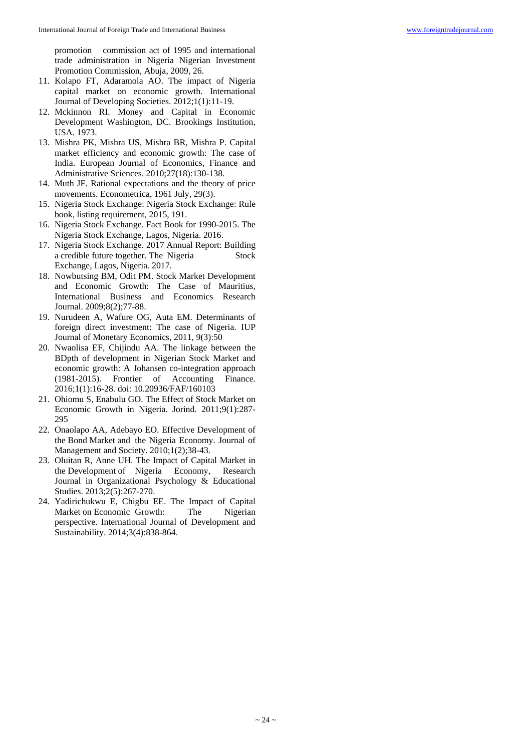promotion commission act of 1995 and international trade administration in Nigeria Nigerian Investment Promotion Commission, Abuja, 2009, 26.

11. Kolapo FT, Adaramola AO. The impact of Nigeria capital market on economic growth. International Journal of Developing Societies. 2012;1(1):11-19.
12. Mckinnon RI. Money and Capital in Economic Development Washington, DC. Brookings Institution, USA. 1973.
13. Mishra PK, Mishra US, Mishra BR, Mishra P. Capital market efficiency and economic growth: The case of India. European Journal of Economics, Finance and Administrative Sciences. 2010;27(18):130-138.
14. Muth JF. Rational expectations and the theory of price movements. Econometrica, 1961 July, 29(3).
15. Nigeria Stock Exchange: Nigeria Stock Exchange: Rule book, listing requirement, 2015, 191.
16. Nigeria Stock Exchange. Fact Book for 1990-2015. The Nigeria Stock Exchange, Lagos, Nigeria. 2016.
17. Nigeria Stock Exchange. 2017 Annual Report: Building a credible future together. The Nigeria Stock Exchange, Lagos, Nigeria. 2017.
18. Nowbutsing BM, Odit PM. Stock Market Development and Economic Growth: The Case of Mauritius, International Business and Economics Research Journal. 2009;8(2);77-88.
19. Nurudeen A, Wafure OG, Auta EM. Determinants of foreign direct investment: The case of Nigeria. IUP Journal of Monetary Economics, 2011, 9(3):50
20. Nwaolisa EF, Chijindu AA. The linkage between the BDpth of development in Nigerian Stock Market and economic growth: A Johansen co-integration approach (1981-2015). Frontier of Accounting Finance. 2016;1(1):16-28. doi: 10.20936/FAF/160103
21. Ohiomu S, Enabulu GO. The Effect of Stock Market on Economic Growth in Nigeria. Jorind. 2011;9(1):287-295
22. Onaolapo AA, Adebayo EO. Effective Development of the Bond Market and the Nigeria Economy. Journal of Management and Society. 2010;1(2);38-43.
23. Oluitan R, Anne UH. The Impact of Capital Market in the Development of Nigeria Economy, Research Journal in Organizational Psychology & Educational Studies. 2013;2(5):267-270.
24. Yadirichukwu E, Chigbu EE. The Impact of Capital Market on Economic Growth: The Nigerian perspective. International Journal of Development and Sustainability. 2014;3(4):838-864.